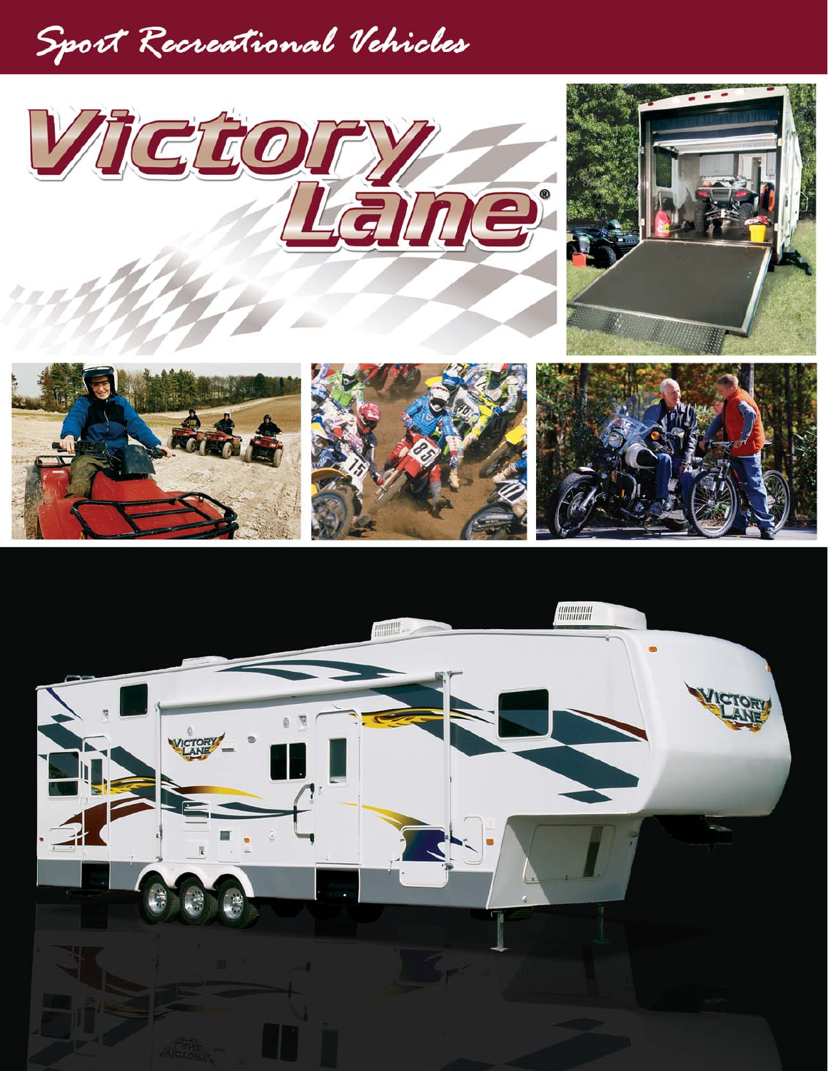Sport Recreational Vehicles

# Victory Lane®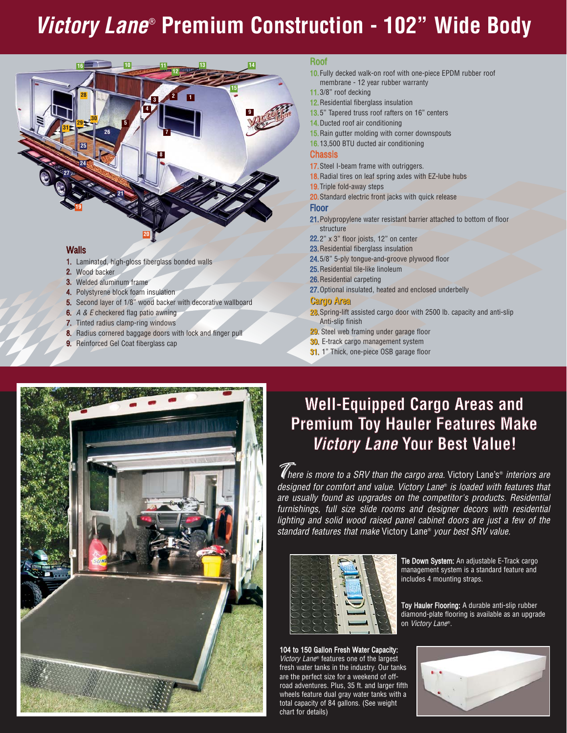# *Victory Lane*® Premium Construction - 102" Wide Body

### Walls

1. Laminated, high-gloss fiberglass bonded walls
2. Wood backer
3. Welded aluminum frame
4. Polystyrene block foam insulation
5. Second layer of 1/8" wood backer with decorative wallboard
6. *A & E* checkered flag patio awning
7. Tinted radius clamp-ring windows
8. Radius cornered baggage doors with lock and finger pull
9. Reinforced Gel Coat fiberglass cap

### Roof

10. Fully decked walk-on roof with one-piece EPDM rubber roof membrane - 12 year rubber warranty
11. 3/8" roof decking
12. Residential fiberglass insulation
13. 5" Tapered truss roof rafters on 16" centers
14. Ducted roof air conditioning
15. Rain gutter molding with corner downspouts
16. 13,500 BTU ducted air conditioning

### Chassis

17. Steel I-beam frame with outriggers.
18. Radial tires on leaf spring axles with EZ-lube hubs
19. Triple fold-away steps
20. Standard electric front jacks with quick release

### Floor

21. Polypropylene water resistant barrier attached to bottom of floor structure
22. 2" x 3" floor joists, 12" on center
23. Residential fiberglass insulation
24. 5/8" 5-ply tongue-and-groove plywood floor
25. Residential tile-like linoleum
26. Residential carpeting
27. Optional insulated, heated and enclosed underbelly

### Cargo Area

28. Spring-lift assisted cargo door with 2500 lb. capacity and anti-slip Anti-slip finish
29. Steel web framing under garage floor
30. E-track cargo management system
31. 1" Thick, one-piece OSB garage floor

## Well-Equipped Cargo Areas and Premium Toy Hauler Features Make *Victory Lane* Your Best Value!

*There is more to a SRV than the cargo area.* Victory Lane's® *interiors are designed for comfort and value. Victory Lane® is loaded with features that are usually found as upgrades on the competitor's products. Residential furnishings, full size slide rooms and designer decors with residential lighting and solid wood raised panel cabinet doors are just a few of the standard features that make* Victory Lane® *your best SRV value.*

**Tie Down System:** An adjustable E-Track cargo management system is a standard feature and includes 4 mounting straps.

**Toy Hauler Flooring:** A durable anti-slip rubber diamond-plate flooring is available as an upgrade on *Victory Lane*®.

**104 to 150 Gallon Fresh Water Capacity:** *Victory Lane*® features one of the largest fresh water tanks in the industry. Our tanks are the perfect size for a weekend of off-road adventures. Plus, 35 ft. and larger fifth wheels feature dual gray water tanks with a total capacity of 84 gallons. (See weight chart for details)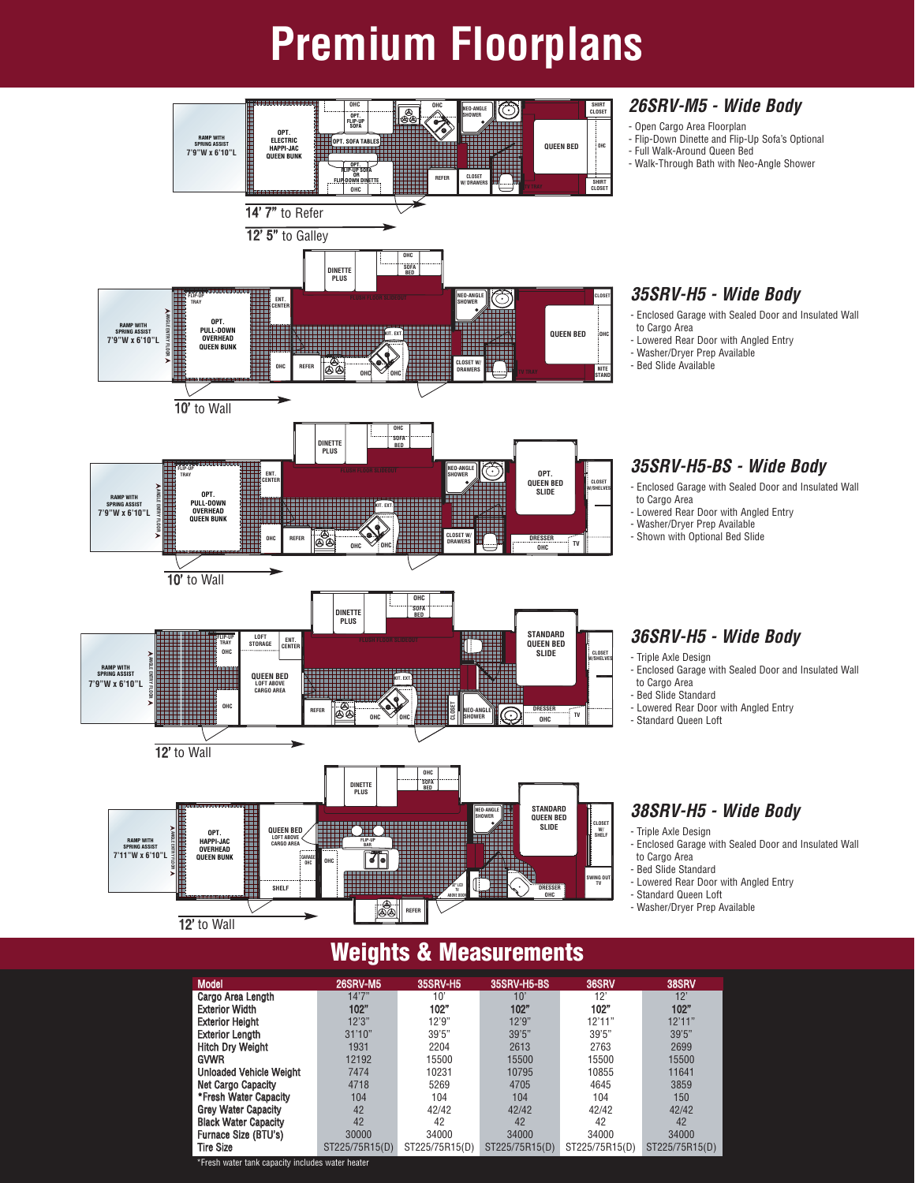# Premium Floorplans

14' 7" to Refer

12' 5" to Galley

## *26SRV-M5 - Wide Body*

- Open Cargo Area Floorplan
- Flip-Down Dinette and Flip-Up Sofa's Optional
- Full Walk-Around Queen Bed
- Walk-Through Bath with Neo-Angle Shower

10' to Wall

## *35SRV-H5 - Wide Body*

- Enclosed Garage with Sealed Door and Insulated Wall to Cargo Area
- Lowered Rear Door with Angled Entry
- Washer/Dryer Prep Available
- Bed Slide Available

10' to Wall

## *35SRV-H5-BS - Wide Body*

- Enclosed Garage with Sealed Door and Insulated Wall to Cargo Area
- Lowered Rear Door with Angled Entry
- Washer/Dryer Prep Available
- Shown with Optional Bed Slide

12' to Wall

## *36SRV-H5 - Wide Body*

- Triple Axle Design
- Enclosed Garage with Sealed Door and Insulated Wall to Cargo Area
- Bed Slide Standard
- Lowered Rear Door with Angled Entry
- Standard Queen Loft

12' to Wall

## *38SRV-H5 - Wide Body*

- Triple Axle Design
- Enclosed Garage with Sealed Door and Insulated Wall to Cargo Area
- Bed Slide Standard
- Lowered Rear Door with Angled Entry
- Standard Queen Loft
- Washer/Dryer Prep Available

# Weights & Measurements

| Model | 26SRV-M5 | 35SRV-H5 | 35SRV-H5-BS | 36SRV | 38SRV |
|---|---|---|---|---|---|
| Cargo Area Length | 14'7" | 10' | 10' | 12' | 12' |
| Exterior Width | 102" | 102" | 102" | 102" | 102" |
| Exterior Height | 12'3" | 12'9" | 12'9" | 12'11" | 12'11" |
| Exterior Length | 31'10" | 39'5" | 39'5" | 39'5" | 39'5" |
| Hitch Dry Weight | 1931 | 2204 | 2613 | 2763 | 2699 |
| GVWR | 12192 | 15500 | 15500 | 15500 | 15500 |
| Unloaded Vehicle Weight | 7474 | 10231 | 10795 | 10855 | 11641 |
| Net Cargo Capacity | 4718 | 5269 | 4705 | 4645 | 3859 |
| *Fresh Water Capacity | 104 | 104 | 104 | 104 | 150 |
| Grey Water Capacity | 42 | 42/42 | 42/42 | 42/42 | 42/42 |
| Black Water Capacity | 42 | 42 | 42 | 42 | 42 |
| Furnace Size (BTU's) | 30000 | 34000 | 34000 | 34000 | 34000 |
| Tire Size | ST225/75R15(D) | ST225/75R15(D) | ST225/75R15(D) | ST225/75R15(D) | ST225/75R15(D) |

*Fresh water tank capacity includes water heater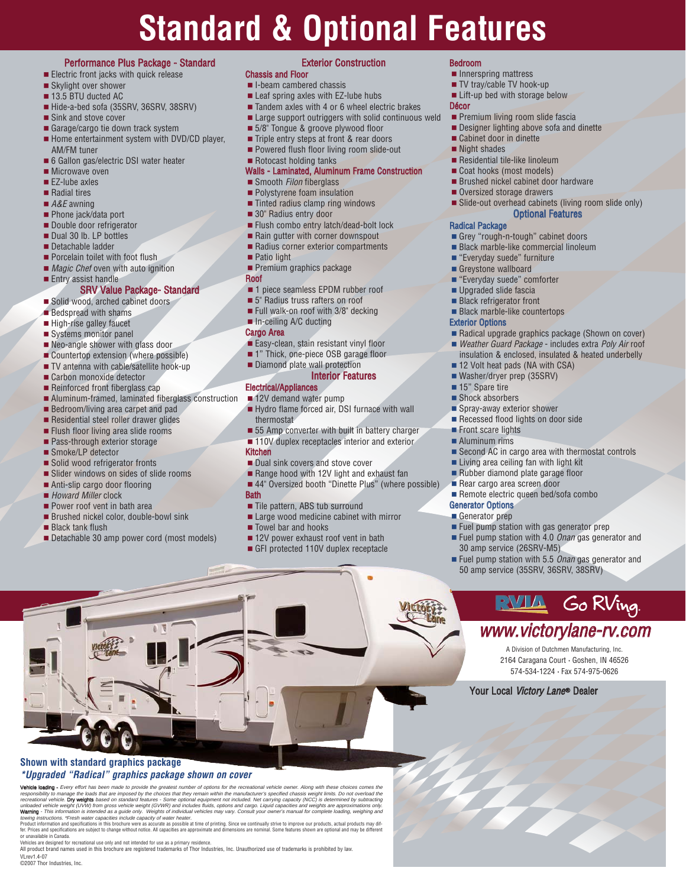# Standard & Optional Features

## Performance Plus Package - Standard

- Electric front jacks with quick release
- Skylight over shower
- 13.5 BTU ducted AC
- Hide-a-bed sofa (35SRV, 36SRV, 38SRV)
- Sink and stove cover
- Garage/cargo tie down track system
- Home entertainment system with DVD/CD player, AM/FM tuner
- 6 Gallon gas/electric DSI water heater
- Microwave oven
- EZ-lube axles
- Radial tires
- *A&E* awning
- Phone jack/data port
- Double door refrigerator
- Dual 30 lb. LP bottles
- Detachable ladder
- Porcelain toilet with foot flush
- *Magic Chef* oven with auto ignition
- Entry assist handle

## SRV Value Package- Standard

- Solid wood, arched cabinet doors
- Bedspread with shams
- High-rise galley faucet
- Systems monitor panel
- Neo-angle shower with glass door
- Countertop extension (where possible)
- TV antenna with cable/satellite hook-up
- Carbon monoxide detector
- Reinforced front fiberglass cap
- Aluminum-framed, laminated fiberglass construction
- Bedroom/living area carpet and pad
- Residential steel roller drawer glides
- Flush floor living area slide rooms
- Pass-through exterior storage
- Smoke/LP detector
- Solid wood refrigerator fronts
- Slider windows on sides of slide rooms
- Anti-slip cargo door flooring
- *Howard Miller* clock
- Power roof vent in bath area
- Brushed nickel color, double-bowl sink
- Black tank flush
- Detachable 30 amp power cord (most models)

## Exterior Construction

### Chassis and Floor

- I-beam cambered chassis
- Leaf spring axles with EZ-lube hubs
- Tandem axles with 4 or 6 wheel electric brakes
- Large support outriggers with solid continuous weld
- 5/8" Tongue & groove plywood floor
- Triple entry steps at front & rear doors
- Powered flush floor living room slide-out
- Rotocast holding tanks

### Walls - Laminated, Aluminum Frame Construction

- Smooth *Filon* fiberglass
- Polystyrene foam insulation
- Tinted radius clamp ring windows
- 30" Radius entry door
- Flush combo entry latch/dead-bolt lock
- Rain gutter with corner downspout
- Radius corner exterior compartments
- Patio light
- Premium graphics package

### Roof

- 1 piece seamless EPDM rubber roof
- 5" Radius truss rafters on roof
- Full walk-on roof with 3/8" decking
- In-ceiling A/C ducting

### Cargo Area

- Easy-clean, stain resistant vinyl floor
- 1" Thick, one-piece OSB garage floor
- Diamond plate wall protection

## Interior Features

### Electrical/Appliances

- 12V demand water pump
- Hydro flame forced air, DSI furnace with wall thermostat
- 55 Amp converter with built in battery charger
- 110V duplex receptacles interior and exterior

### Kitchen

- Dual sink covers and stove cover
- Range hood with 12V light and exhaust fan
- 44" Oversized booth "Dinette Plus" (where possible)

### Bath

- Tile pattern, ABS tub surround
- Large wood medicine cabinet with mirror
- Towel bar and hooks
- 12V power exhaust roof vent in bath
- GFI protected 110V duplex receptacle

### Bedroom

- Innerspring mattress
- TV tray/cable TV hook-up
- Lift-up bed with storage below

### Décor

- Premium living room slide fascia
- Designer lighting above sofa and dinette
- Cabinet door in dinette
- Night shades
- Residential tile-like linoleum
- Coat hooks (most models)
- Brushed nickel cabinet door hardware
- Oversized storage drawers
- Slide-out overhead cabinets (living room slide only)

## Optional Features

### Radical Package

- Grey "rough-n-tough" cabinet doors
- Black marble-like commercial linoleum
- "Everyday suede" furniture
- Greystone wallboard
- "Everyday suede" comforter
- Upgraded slide fascia
- Black refrigerator front
- Black marble-like countertops

### Exterior Options

- Radical upgrade graphics package (Shown on cover)
- *Weather Guard Package* - includes extra *Poly Air* roof insulation & enclosed, insulated & heated underbelly
- 12 Volt heat pads (NA with CSA)
- Washer/dryer prep (35SRV)
- 15" Spare tire
- Shock absorbers
- Spray-away exterior shower
- Recessed flood lights on door side
- Front scare lights
- Aluminum rims
- Second AC in cargo area with thermostat controls
- Living area ceiling fan with light kit
- Rubber diamond plate garage floor
- Rear cargo area screen door
- Remote electric queen bed/sofa combo

### Generator Options

- Generator prep
- Fuel pump station with gas generator prep
- Fuel pump station with 4.0 *Onan* gas generator and 30 amp service (26SRV-M5)
- Fuel pump station with 5.5 *Onan* gas generator and 50 amp service (35SRV, 36SRV, 38SRV)

RVIA Go RVing.

*www.victorylane-rv.com*

A Division of Dutchmen Manufacturing, Inc.
2164 Caragana Court · Goshen, IN 46526
574-534-1224 · Fax 574-975-0626

Your Local *Victory Lane®* Dealer

**Shown with standard graphics package**

***Upgraded "Radical" graphics package shown on cover***

**Vehicle loading** - *Every effort has been made to provide the greatest number of options for the recreational vehicle owner. Along with these choices comes the responsibility to manage the loads that are imposed by the choices that they remain within the manufacturer's specified chassis weight limits. Do not overload the recreational vehicle.* **Dry weights** *based on standard features - Some optional equipment not included. Net carrying capacity (NCC) is determined by subtracting unloaded vehicle weight (UVW) from gross vehicle weight (GVWR) and includes fluids, options and cargo. Liquid capacities and weights are approximations only.* **Warning** *- This information is intended as a guide only. Weights of individual vehicles may vary. Consult your owner's manual for complete loading, weighing and towing instructions. \*Fresh water capacities include capacity of water heater.*

Product information and specifications in this brochure were as accurate as possible at time of printing. Since we continually strive to improve our products, actual products may differ. Prices and specifications are subject to change without notice. All capacities are approximate and dimensions are nominal. Some features shown are optional and may be different or unavailable in Canada.

Vehicles are designed for recreational use only and not intended for use as a primary residence.

All product brand names used in this brochure are registered trademarks of Thor Industries, Inc. Unauthorized use of trademarks is prohibited by law.

VLrev1.4-07

©2007 Thor Industries, Inc.